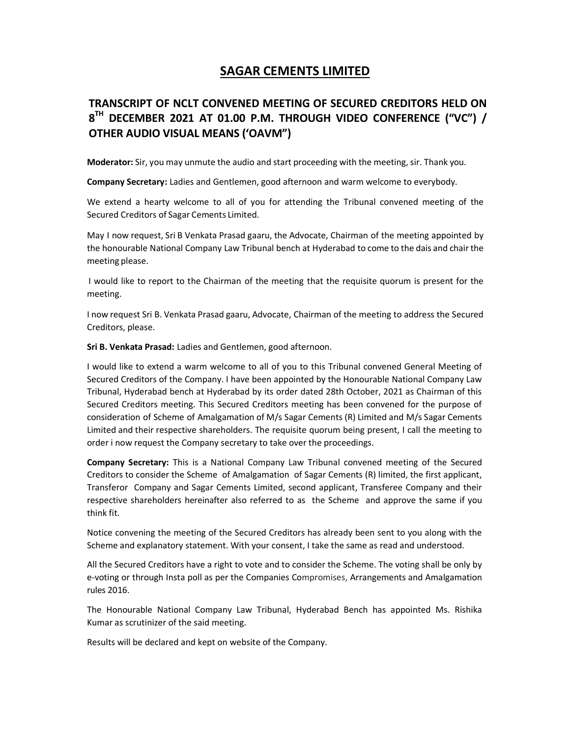# SAGAR CEMENTS LIMITED

## TRANSCRIPT OF NCLT CONVENED MEETING OF SECURED CREDITORS HELD ON 8TH DECEMBER 2021 AT 01.00 P.M. THROUGH VIDEO CONFERENCE ("VC") / OTHER AUDIO VISUAL MEANS ('OAVM")

**Moderator:** Sir, you may unmute the audio and start proceeding with the meeting, sir. Thank you.

**Company Secretary:** Ladies and Gentlemen, good afternoon and warm welcome to everybody.

We extend a hearty welcome to all of you for attending the Tribunal convened meeting of the Secured Creditors of Sagar Cements Limited.

May I now request, Sri B Venkata Prasad gaaru, the Advocate, Chairman of the meeting appointed by the honourable National Company Law Tribunal bench at Hyderabad to come to the dais and chair the meeting please.

I would like to report to the Chairman of the meeting that the requisite quorum is present for the meeting.

I now request Sri B. Venkata Prasad gaaru, Advocate, Chairman of the meeting to address the Secured Creditors, please.

**Sri B. Venkata Prasad:** Ladies and Gentlemen, good afternoon.

I would like to extend a warm welcome to all of you to this Tribunal convened General Meeting of Secured Creditors of the Company. I have been appointed by the Honourable National Company Law Tribunal, Hyderabad bench at Hyderabad by its order dated 28th October, 2021 as Chairman of this Secured Creditors meeting. This Secured Creditors meeting has been convened for the purpose of consideration of Scheme of Amalgamation of M/s Sagar Cements (R) Limited and M/s Sagar Cements Limited and their respective shareholders. The requisite quorum being present, I call the meeting to order i now request the Company secretary to take over the proceedings.

**Company Secretary:** This is a National Company Law Tribunal convened meeting of the Secured Creditors to consider the Scheme of Amalgamation of Sagar Cements (R) limited, the first applicant, Transferor Company and Sagar Cements Limited, second applicant, Transferee Company and their respective shareholders hereinafter also referred to as the Scheme and approve the same if you think fit.

Notice convening the meeting of the Secured Creditors has already been sent to you along with the Scheme and explanatory statement. With your consent, I take the same as read and understood.

All the Secured Creditors have a right to vote and to consider the Scheme. The voting shall be only by e-voting or through Insta poll as per the Companies Compromises, Arrangements and Amalgamation rules 2016.

The Honourable National Company Law Tribunal, Hyderabad Bench has appointed Ms. Rishika Kumar as scrutinizer of the said meeting.

Results will be declared and kept on website of the Company.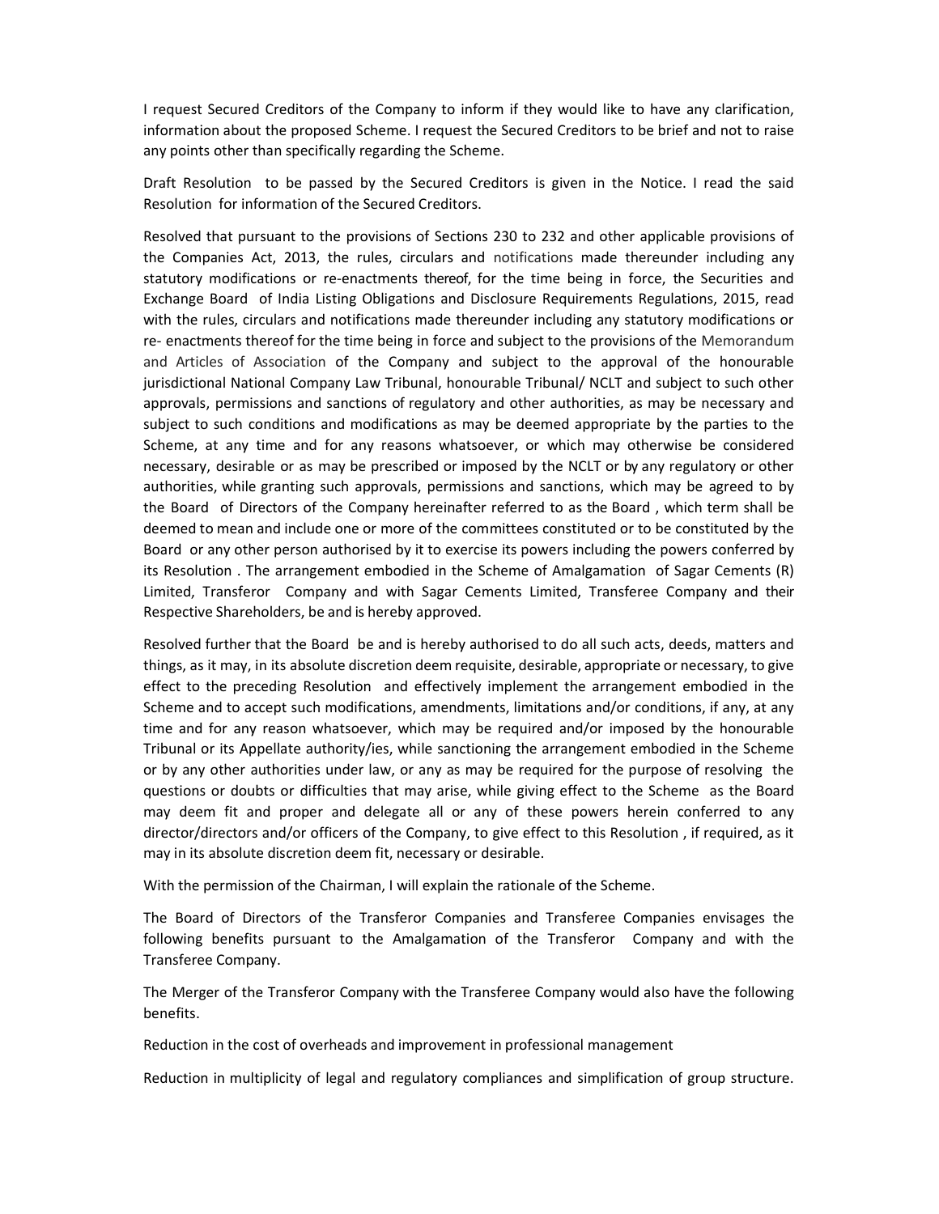I request Secured Creditors of the Company to inform if they would like to have any clarification, information about the proposed Scheme. I request the Secured Creditors to be brief and not to raise any points other than specifically regarding the Scheme.

Draft Resolution to be passed by the Secured Creditors is given in the Notice. I read the said Resolution for information of the Secured Creditors.

Resolved that pursuant to the provisions of Sections 230 to 232 and other applicable provisions of the Companies Act, 2013, the rules, circulars and notifications made thereunder including any statutory modifications or re-enactments thereof, for the time being in force, the Securities and Exchange Board of India Listing Obligations and Disclosure Requirements Regulations, 2015, read with the rules, circulars and notifications made thereunder including any statutory modifications or re- enactments thereof for the time being in force and subject to the provisions of the Memorandum and Articles of Association of the Company and subject to the approval of the honourable jurisdictional National Company Law Tribunal, honourable Tribunal/ NCLT and subject to such other approvals, permissions and sanctions of regulatory and other authorities, as may be necessary and subject to such conditions and modifications as may be deemed appropriate by the parties to the Scheme, at any time and for any reasons whatsoever, or which may otherwise be considered necessary, desirable or as may be prescribed or imposed by the NCLT or by any regulatory or other authorities, while granting such approvals, permissions and sanctions, which may be agreed to by the Board of Directors of the Company hereinafter referred to as the Board , which term shall be deemed to mean and include one or more of the committees constituted or to be constituted by the Board or any other person authorised by it to exercise its powers including the powers conferred by its Resolution . The arrangement embodied in the Scheme of Amalgamation of Sagar Cements (R) Limited, Transferor Company and with Sagar Cements Limited, Transferee Company and their Respective Shareholders, be and is hereby approved.

Resolved further that the Board be and is hereby authorised to do all such acts, deeds, matters and things, as it may, in its absolute discretion deem requisite, desirable, appropriate or necessary, to give effect to the preceding Resolution and effectively implement the arrangement embodied in the Scheme and to accept such modifications, amendments, limitations and/or conditions, if any, at any time and for any reason whatsoever, which may be required and/or imposed by the honourable Tribunal or its Appellate authority/ies, while sanctioning the arrangement embodied in the Scheme or by any other authorities under law, or any as may be required for the purpose of resolving the questions or doubts or difficulties that may arise, while giving effect to the Scheme as the Board may deem fit and proper and delegate all or any of these powers herein conferred to any director/directors and/or officers of the Company, to give effect to this Resolution , if required, as it may in its absolute discretion deem fit, necessary or desirable.

With the permission of the Chairman, I will explain the rationale of the Scheme.

The Board of Directors of the Transferor Companies and Transferee Companies envisages the following benefits pursuant to the Amalgamation of the Transferor Company and with the Transferee Company.

The Merger of the Transferor Company with the Transferee Company would also have the following benefits.

Reduction in the cost of overheads and improvement in professional management

Reduction in multiplicity of legal and regulatory compliances and simplification of group structure.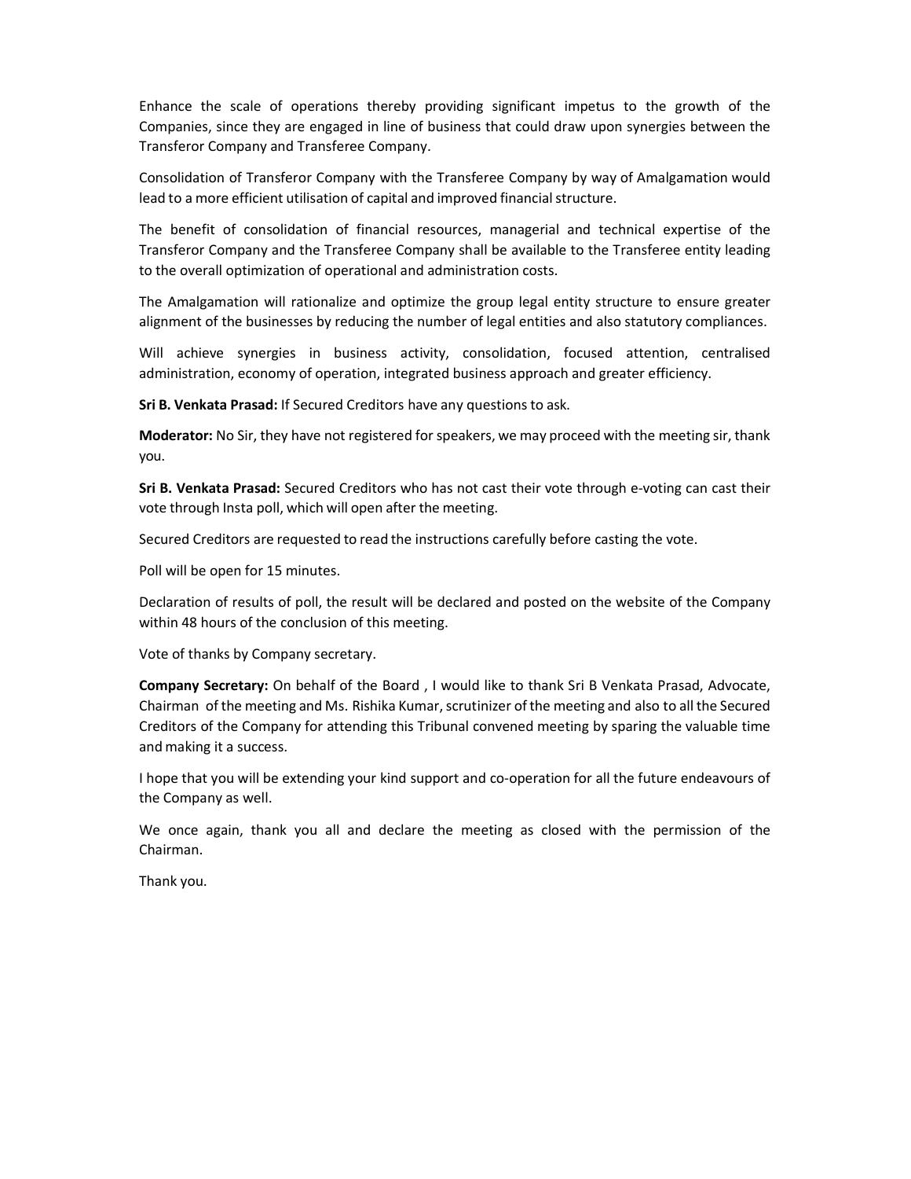Enhance the scale of operations thereby providing significant impetus to the growth of the Companies, since they are engaged in line of business that could draw upon synergies between the Transferor Company and Transferee Company.

Consolidation of Transferor Company with the Transferee Company by way of Amalgamation would lead to a more efficient utilisation of capital and improved financial structure.

The benefit of consolidation of financial resources, managerial and technical expertise of the Transferor Company and the Transferee Company shall be available to the Transferee entity leading to the overall optimization of operational and administration costs.

The Amalgamation will rationalize and optimize the group legal entity structure to ensure greater alignment of the businesses by reducing the number of legal entities and also statutory compliances.

Will achieve synergies in business activity, consolidation, focused attention, centralised administration, economy of operation, integrated business approach and greater efficiency.

**Sri B. Venkata Prasad:** If Secured Creditors have any questions to ask.

**Moderator:** No Sir, they have not registered for speakers, we may proceed with the meeting sir, thank you.

**Sri B. Venkata Prasad:** Secured Creditors who has not cast their vote through e-voting can cast their vote through Insta poll, which will open after the meeting.

Secured Creditors are requested to read the instructions carefully before casting the vote.

Poll will be open for 15 minutes.

Declaration of results of poll, the result will be declared and posted on the website of the Company within 48 hours of the conclusion of this meeting.

Vote of thanks by Company secretary.

**Company Secretary:** On behalf of the Board , I would like to thank Sri B Venkata Prasad, Advocate, Chairman of the meeting and Ms. Rishika Kumar, scrutinizer of the meeting and also to all the Secured Creditors of the Company for attending this Tribunal convened meeting by sparing the valuable time and making it a success.

I hope that you will be extending your kind support and co-operation for all the future endeavours of the Company as well.

We once again, thank you all and declare the meeting as closed with the permission of the Chairman.

Thank you.